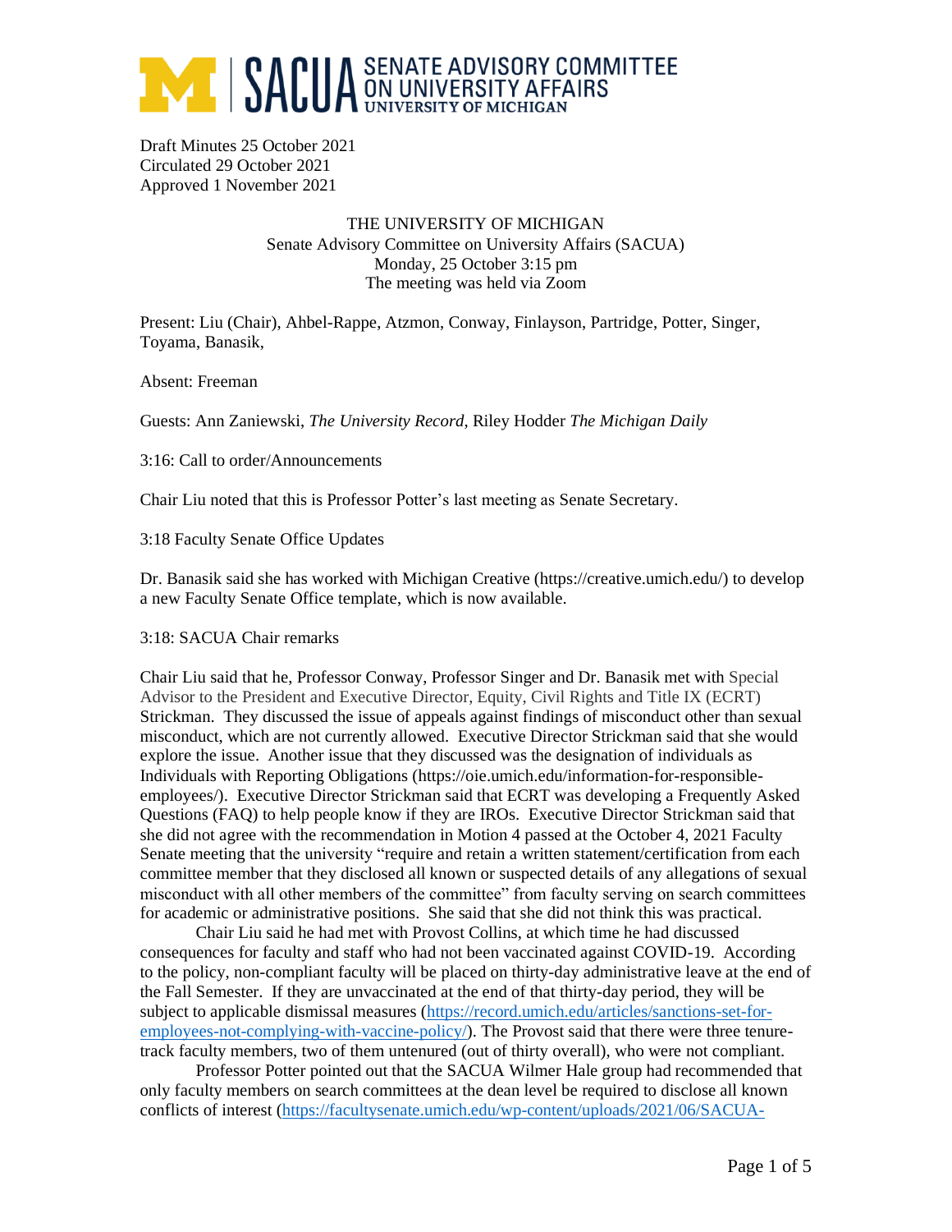SACUA SENATE ADVISORY COMMITTEE ON UNIVERSITY AFFAIRS UNIVERSITY OF MICHIGAN

Draft Minutes 25 October 2021
Circulated 29 October 2021
Approved 1 November 2021

THE UNIVERSITY OF MICHIGAN
Senate Advisory Committee on University Affairs (SACUA)
Monday, 25 October 3:15 pm
The meeting was held via Zoom

Present: Liu (Chair), Ahbel-Rappe, Atzmon, Conway, Finlayson, Partridge, Potter, Singer, Toyama, Banasik,

Absent: Freeman

Guests: Ann Zaniewski, *The University Record*, Riley Hodder *The Michigan Daily*

3:16: Call to order/Announcements

Chair Liu noted that this is Professor Potter's last meeting as Senate Secretary.

3:18 Faculty Senate Office Updates

Dr. Banasik said she has worked with Michigan Creative (https://creative.umich.edu/) to develop a new Faculty Senate Office template, which is now available.

3:18: SACUA Chair remarks

Chair Liu said that he, Professor Conway, Professor Singer and Dr. Banasik met with Special Advisor to the President and Executive Director, Equity, Civil Rights and Title IX (ECRT) Strickman. They discussed the issue of appeals against findings of misconduct other than sexual misconduct, which are not currently allowed. Executive Director Strickman said that she would explore the issue. Another issue that they discussed was the designation of individuals as Individuals with Reporting Obligations (https://oie.umich.edu/information-for-responsible-employees/). Executive Director Strickman said that ECRT was developing a Frequently Asked Questions (FAQ) to help people know if they are IROs. Executive Director Strickman said that she did not agree with the recommendation in Motion 4 passed at the October 4, 2021 Faculty Senate meeting that the university "require and retain a written statement/certification from each committee member that they disclosed all known or suspected details of any allegations of sexual misconduct with all other members of the committee" from faculty serving on search committees for academic or administrative positions. She said that she did not think this was practical.

Chair Liu said he had met with Provost Collins, at which time he had discussed consequences for faculty and staff who had not been vaccinated against COVID-19. According to the policy, non-compliant faculty will be placed on thirty-day administrative leave at the end of the Fall Semester. If they are unvaccinated at the end of that thirty-day period, they will be subject to applicable dismissal measures (https://record.umich.edu/articles/sanctions-set-for-employees-not-complying-with-vaccine-policy/). The Provost said that there were three tenure-track faculty members, two of them untenured (out of thirty overall), who were not compliant.

Professor Potter pointed out that the SACUA Wilmer Hale group had recommended that only faculty members on search committees at the dean level be required to disclose all known conflicts of interest (https://facultysenate.umich.edu/wp-content/uploads/2021/06/SACUA-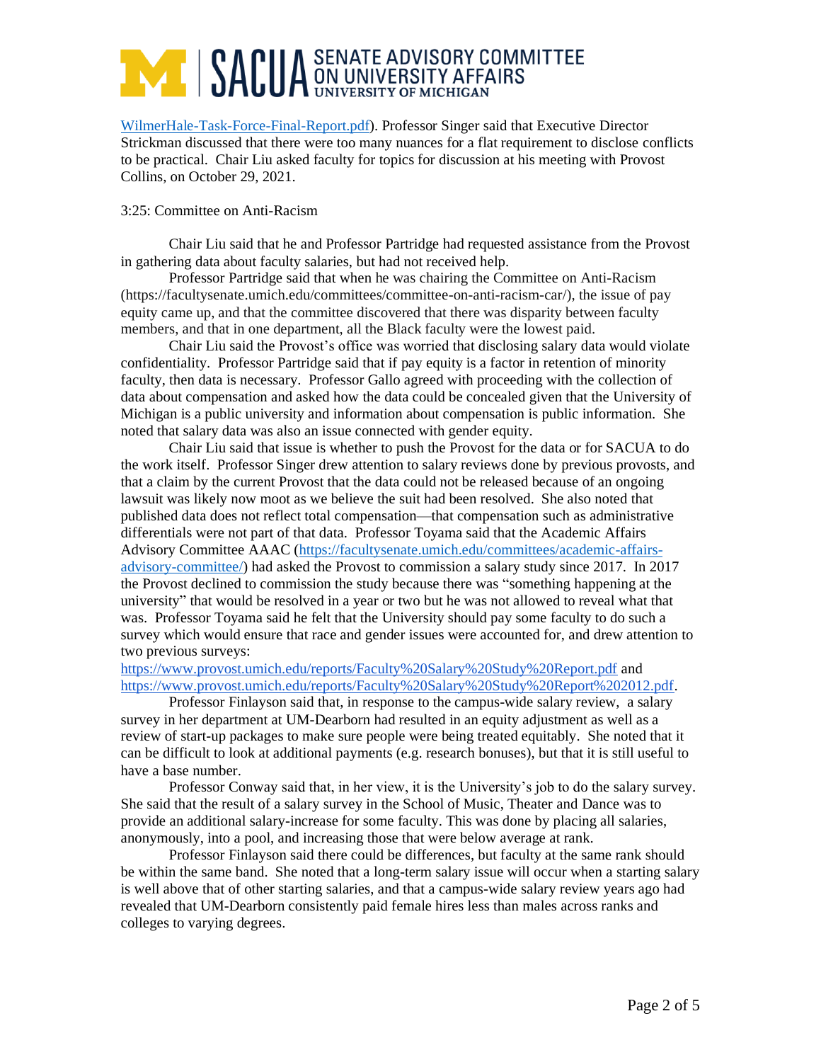WilmerHale-Task-Force-Final-Report.pdf). Professor Singer said that Executive Director Strickman discussed that there were too many nuances for a flat requirement to disclose conflicts to be practical. Chair Liu asked faculty for topics for discussion at his meeting with Provost Collins, on October 29, 2021.

3:25: Committee on Anti-Racism

Chair Liu said that he and Professor Partridge had requested assistance from the Provost in gathering data about faculty salaries, but had not received help.

Professor Partridge said that when he was chairing the Committee on Anti-Racism (https://facultysenate.umich.edu/committees/committee-on-anti-racism-car/), the issue of pay equity came up, and that the committee discovered that there was disparity between faculty members, and that in one department, all the Black faculty were the lowest paid.

Chair Liu said the Provost's office was worried that disclosing salary data would violate confidentiality. Professor Partridge said that if pay equity is a factor in retention of minority faculty, then data is necessary. Professor Gallo agreed with proceeding with the collection of data about compensation and asked how the data could be concealed given that the University of Michigan is a public university and information about compensation is public information. She noted that salary data was also an issue connected with gender equity.

Chair Liu said that issue is whether to push the Provost for the data or for SACUA to do the work itself. Professor Singer drew attention to salary reviews done by previous provosts, and that a claim by the current Provost that the data could not be released because of an ongoing lawsuit was likely now moot as we believe the suit had been resolved. She also noted that published data does not reflect total compensation—that compensation such as administrative differentials were not part of that data. Professor Toyama said that the Academic Affairs Advisory Committee AAAC (https://facultysenate.umich.edu/committees/academic-affairs-advisory-committee/) had asked the Provost to commission a salary study since 2017. In 2017 the Provost declined to commission the study because there was "something happening at the university" that would be resolved in a year or two but he was not allowed to reveal what that was. Professor Toyama said he felt that the University should pay some faculty to do such a survey which would ensure that race and gender issues were accounted for, and drew attention to two previous surveys:
https://www.provost.umich.edu/reports/Faculty%20Salary%20Study%20Report.pdf and https://www.provost.umich.edu/reports/Faculty%20Salary%20Study%20Report%202012.pdf.

Professor Finlayson said that, in response to the campus-wide salary review, a salary survey in her department at UM-Dearborn had resulted in an equity adjustment as well as a review of start-up packages to make sure people were being treated equitably. She noted that it can be difficult to look at additional payments (e.g. research bonuses), but that it is still useful to have a base number.

Professor Conway said that, in her view, it is the University's job to do the salary survey. She said that the result of a salary survey in the School of Music, Theater and Dance was to provide an additional salary-increase for some faculty. This was done by placing all salaries, anonymously, into a pool, and increasing those that were below average at rank.

Professor Finlayson said there could be differences, but faculty at the same rank should be within the same band. She noted that a long-term salary issue will occur when a starting salary is well above that of other starting salaries, and that a campus-wide salary review years ago had revealed that UM-Dearborn consistently paid female hires less than males across ranks and colleges to varying degrees.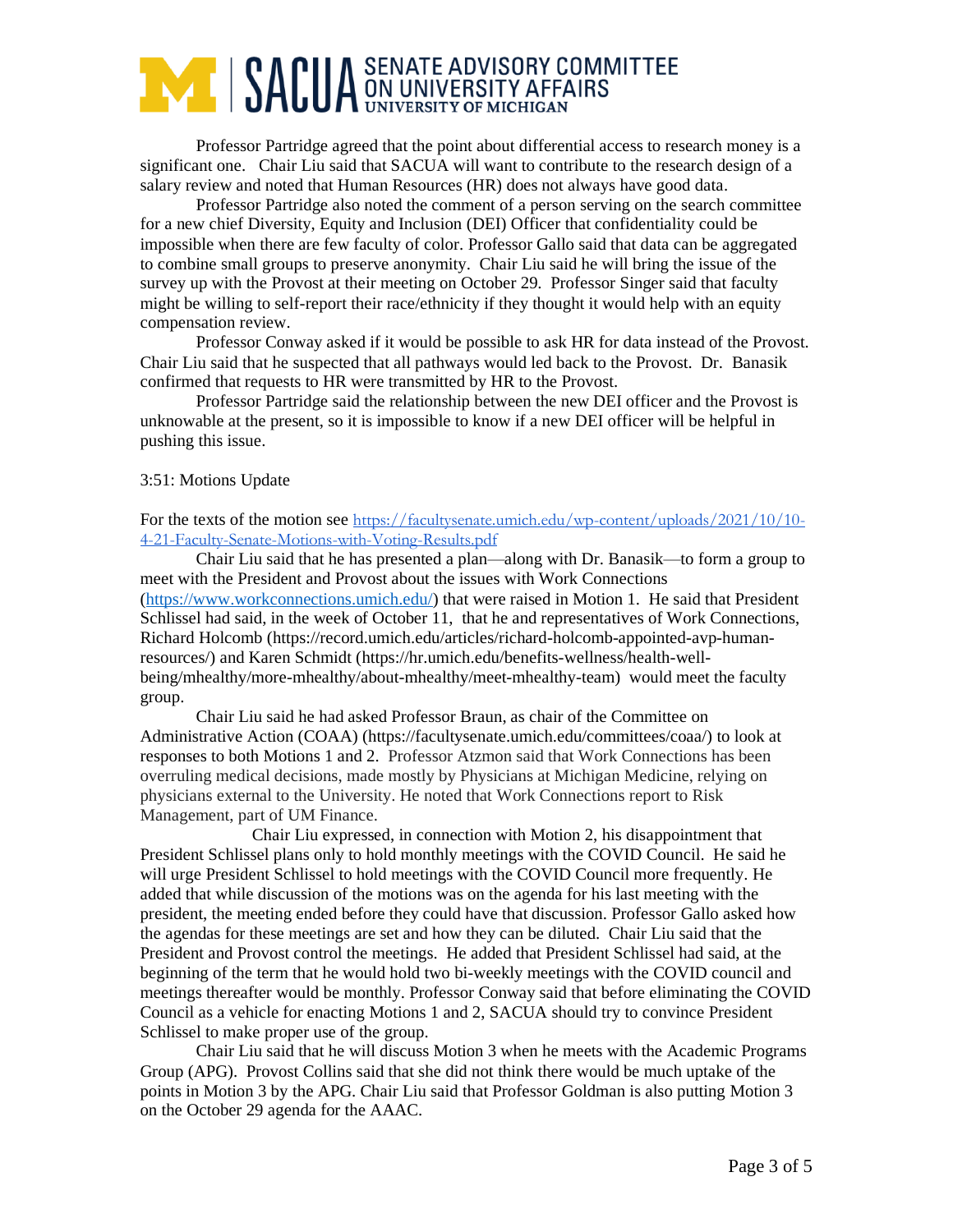Professor Partridge agreed that the point about differential access to research money is a significant one. Chair Liu said that SACUA will want to contribute to the research design of a salary review and noted that Human Resources (HR) does not always have good data.

Professor Partridge also noted the comment of a person serving on the search committee for a new chief Diversity, Equity and Inclusion (DEI) Officer that confidentiality could be impossible when there are few faculty of color. Professor Gallo said that data can be aggregated to combine small groups to preserve anonymity. Chair Liu said he will bring the issue of the survey up with the Provost at their meeting on October 29. Professor Singer said that faculty might be willing to self-report their race/ethnicity if they thought it would help with an equity compensation review.

Professor Conway asked if it would be possible to ask HR for data instead of the Provost. Chair Liu said that he suspected that all pathways would led back to the Provost. Dr. Banasik confirmed that requests to HR were transmitted by HR to the Provost.

Professor Partridge said the relationship between the new DEI officer and the Provost is unknowable at the present, so it is impossible to know if a new DEI officer will be helpful in pushing this issue.

3:51: Motions Update

For the texts of the motion see https://facultysenate.umich.edu/wp-content/uploads/2021/10/10-4-21-Faculty-Senate-Motions-with-Voting-Results.pdf

Chair Liu said that he has presented a plan—along with Dr. Banasik—to form a group to meet with the President and Provost about the issues with Work Connections (https://www.workconnections.umich.edu/) that were raised in Motion 1. He said that President Schlissel had said, in the week of October 11, that he and representatives of Work Connections, Richard Holcomb (https://record.umich.edu/articles/richard-holcomb-appointed-avp-human-resources/) and Karen Schmidt (https://hr.umich.edu/benefits-wellness/health-well-being/mhealthy/more-mhealthy/about-mhealthy/meet-mhealthy-team) would meet the faculty group.

Chair Liu said he had asked Professor Braun, as chair of the Committee on Administrative Action (COAA) (https://facultysenate.umich.edu/committees/coaa/) to look at responses to both Motions 1 and 2. Professor Atzmon said that Work Connections has been overruling medical decisions, made mostly by Physicians at Michigan Medicine, relying on physicians external to the University. He noted that Work Connections report to Risk Management, part of UM Finance.

Chair Liu expressed, in connection with Motion 2, his disappointment that President Schlissel plans only to hold monthly meetings with the COVID Council. He said he will urge President Schlissel to hold meetings with the COVID Council more frequently. He added that while discussion of the motions was on the agenda for his last meeting with the president, the meeting ended before they could have that discussion. Professor Gallo asked how the agendas for these meetings are set and how they can be diluted. Chair Liu said that the President and Provost control the meetings. He added that President Schlissel had said, at the beginning of the term that he would hold two bi-weekly meetings with the COVID council and meetings thereafter would be monthly. Professor Conway said that before eliminating the COVID Council as a vehicle for enacting Motions 1 and 2, SACUA should try to convince President Schlissel to make proper use of the group.

Chair Liu said that he will discuss Motion 3 when he meets with the Academic Programs Group (APG). Provost Collins said that she did not think there would be much uptake of the points in Motion 3 by the APG. Chair Liu said that Professor Goldman is also putting Motion 3 on the October 29 agenda for the AAAC.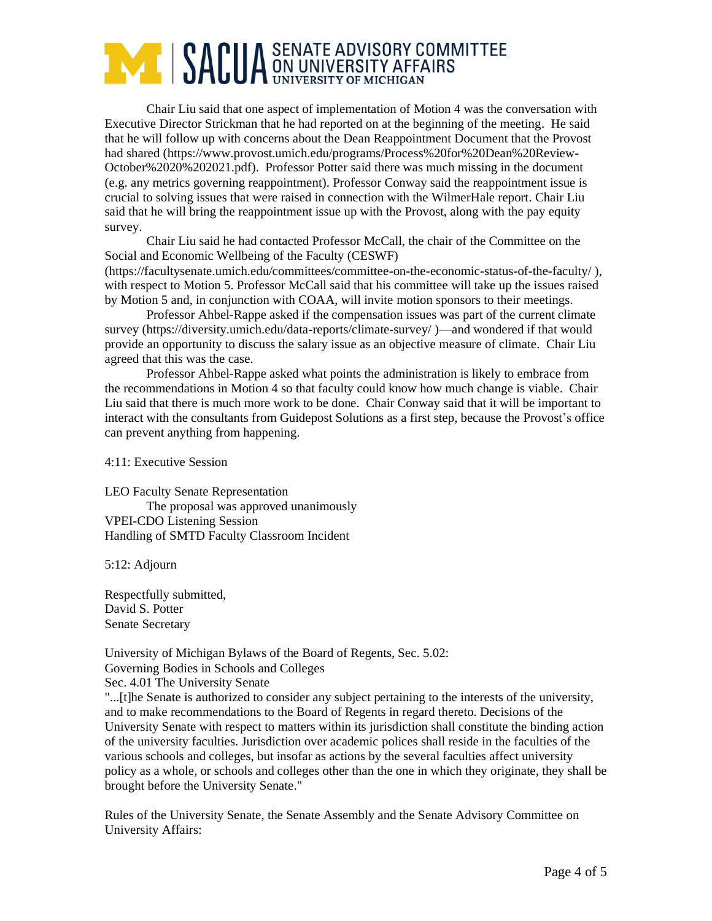Chair Liu said that one aspect of implementation of Motion 4 was the conversation with Executive Director Strickman that he had reported on at the beginning of the meeting. He said that he will follow up with concerns about the Dean Reappointment Document that the Provost had shared (https://www.provost.umich.edu/programs/Process%20for%20Dean%20Review-October%2020%202021.pdf). Professor Potter said there was much missing in the document (e.g. any metrics governing reappointment). Professor Conway said the reappointment issue is crucial to solving issues that were raised in connection with the WilmerHale report. Chair Liu said that he will bring the reappointment issue up with the Provost, along with the pay equity survey.

Chair Liu said he had contacted Professor McCall, the chair of the Committee on the Social and Economic Wellbeing of the Faculty (CESWF) (https://facultysenate.umich.edu/committees/committee-on-the-economic-status-of-the-faculty/ ), with respect to Motion 5. Professor McCall said that his committee will take up the issues raised by Motion 5 and, in conjunction with COAA, will invite motion sponsors to their meetings.

Professor Ahbel-Rappe asked if the compensation issues was part of the current climate survey (https://diversity.umich.edu/data-reports/climate-survey/ )—and wondered if that would provide an opportunity to discuss the salary issue as an objective measure of climate. Chair Liu agreed that this was the case.

Professor Ahbel-Rappe asked what points the administration is likely to embrace from the recommendations in Motion 4 so that faculty could know how much change is viable. Chair Liu said that there is much more work to be done. Chair Conway said that it will be important to interact with the consultants from Guidepost Solutions as a first step, because the Provost's office can prevent anything from happening.

4:11: Executive Session

LEO Faculty Senate Representation
The proposal was approved unanimously
VPEI-CDO Listening Session
Handling of SMTD Faculty Classroom Incident

5:12: Adjourn

Respectfully submitted,
David S. Potter
Senate Secretary

University of Michigan Bylaws of the Board of Regents, Sec. 5.02:
Governing Bodies in Schools and Colleges
Sec. 4.01 The University Senate
"...[t]he Senate is authorized to consider any subject pertaining to the interests of the university, and to make recommendations to the Board of Regents in regard thereto. Decisions of the University Senate with respect to matters within its jurisdiction shall constitute the binding action of the university faculties. Jurisdiction over academic polices shall reside in the faculties of the various schools and colleges, but insofar as actions by the several faculties affect university policy as a whole, or schools and colleges other than the one in which they originate, they shall be brought before the University Senate."

Rules of the University Senate, the Senate Assembly and the Senate Advisory Committee on University Affairs: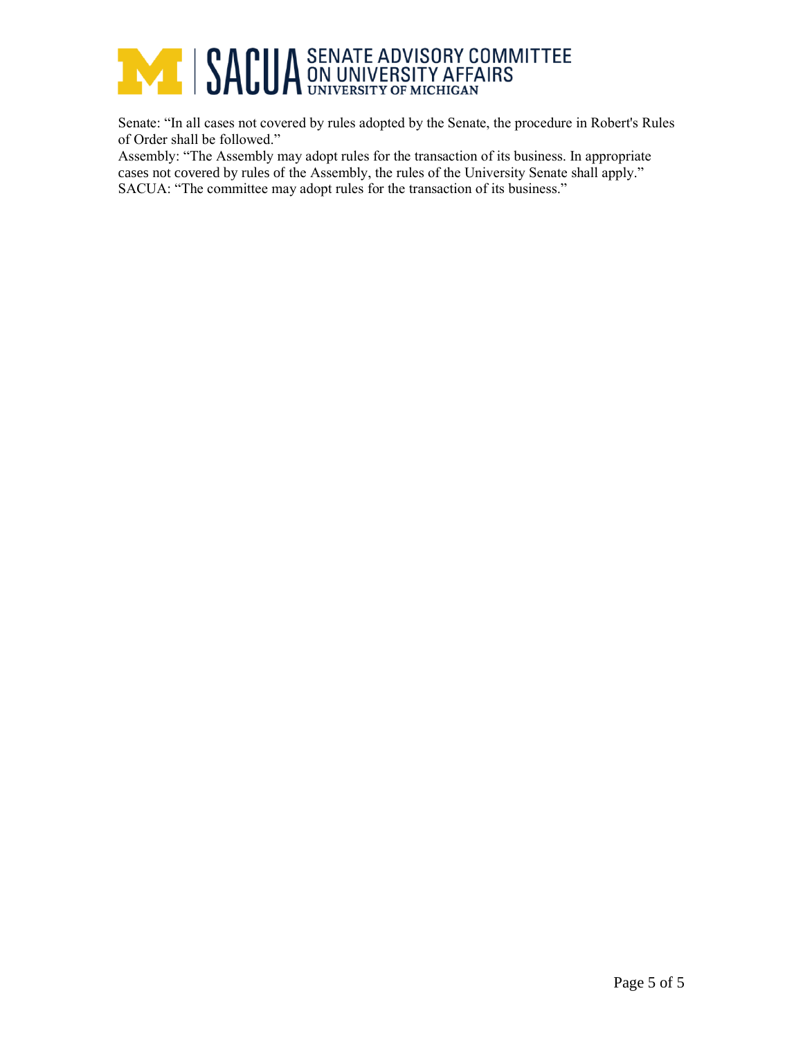Senate: “In all cases not covered by rules adopted by the Senate, the procedure in Robert's Rules of Order shall be followed.”

Assembly: “The Assembly may adopt rules for the transaction of its business. In appropriate cases not covered by rules of the Assembly, the rules of the University Senate shall apply.”

SACUA: “The committee may adopt rules for the transaction of its business.”